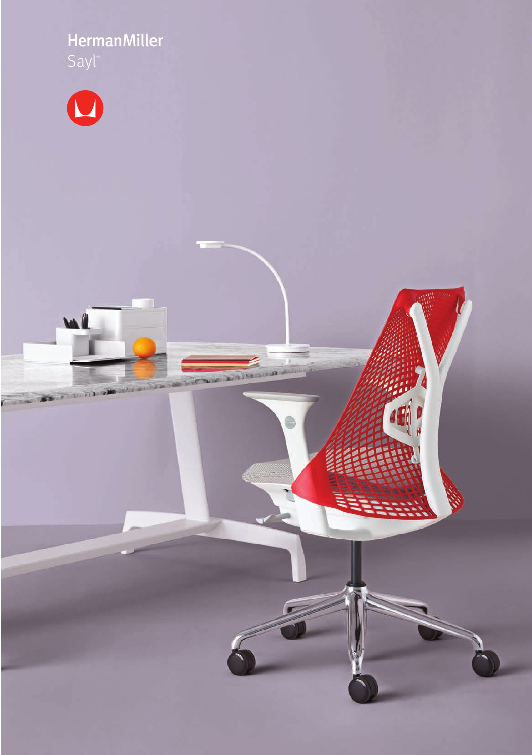HermanMiller

Sayl®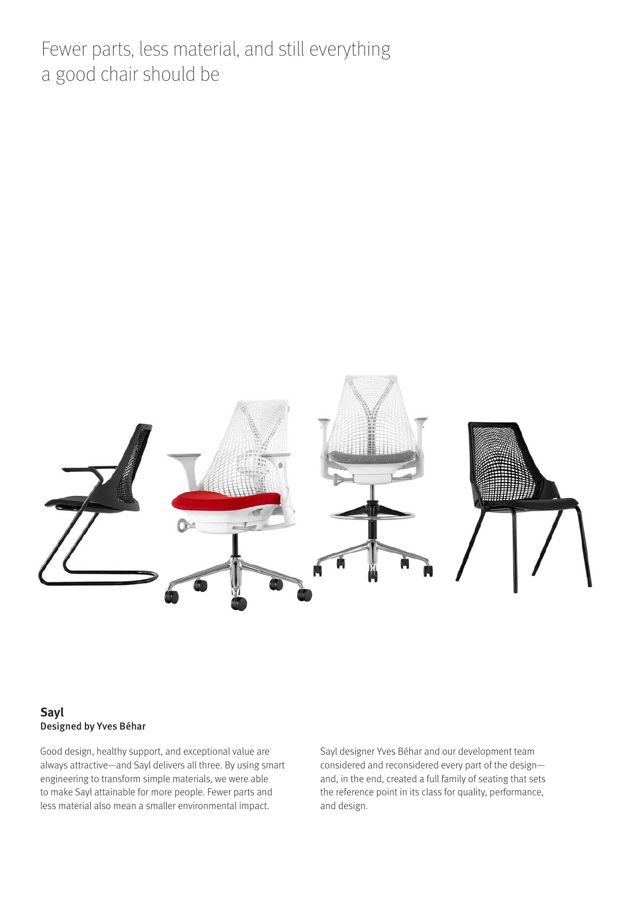# Fewer parts, less material, and still everything a good chair should be

**Sayl**
**Designed by Yves Béhar**

Good design, healthy support, and exceptional value are always attractive—and Sayl delivers all three. By using smart engineering to transform simple materials, we were able to make Sayl attainable for more people. Fewer parts and less material also mean a smaller environmental impact.

Sayl designer Yves Béhar and our development team considered and reconsidered every part of the design—and, in the end, created a full family of seating that sets the reference point in its class for quality, performance, and design.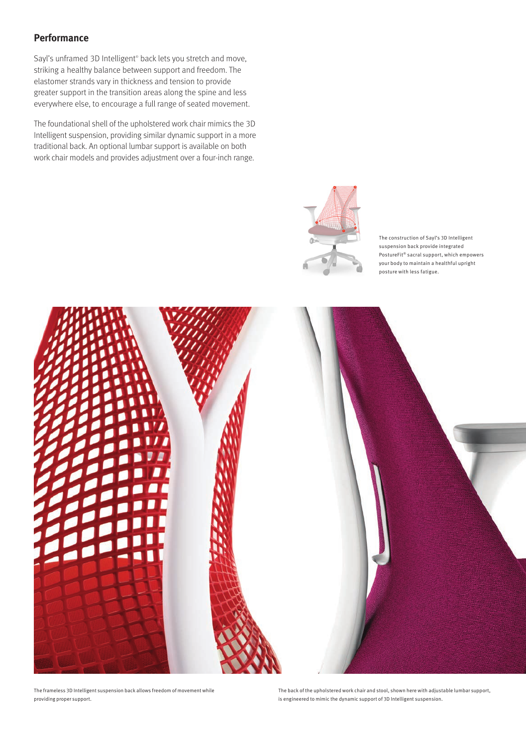## Performance

Sayl's unframed 3D Intelligent® back lets you stretch and move, striking a healthy balance between support and freedom. The elastomer strands vary in thickness and tension to provide greater support in the transition areas along the spine and less everywhere else, to encourage a full range of seated movement.

The foundational shell of the upholstered work chair mimics the 3D Intelligent suspension, providing similar dynamic support in a more traditional back. An optional lumbar support is available on both work chair models and provides adjustment over a four-inch range.

The construction of Sayl's 3D Intelligent suspension back provide integrated PostureFit® sacral support, which empowers your body to maintain a healthful upright posture with less fatigue.

The frameless 3D Intelligent suspension back allows freedom of movement while providing proper support.

The back of the upholstered work chair and stool, shown here with adjustable lumbar support, is engineered to mimic the dynamic support of 3D Intelligent suspension.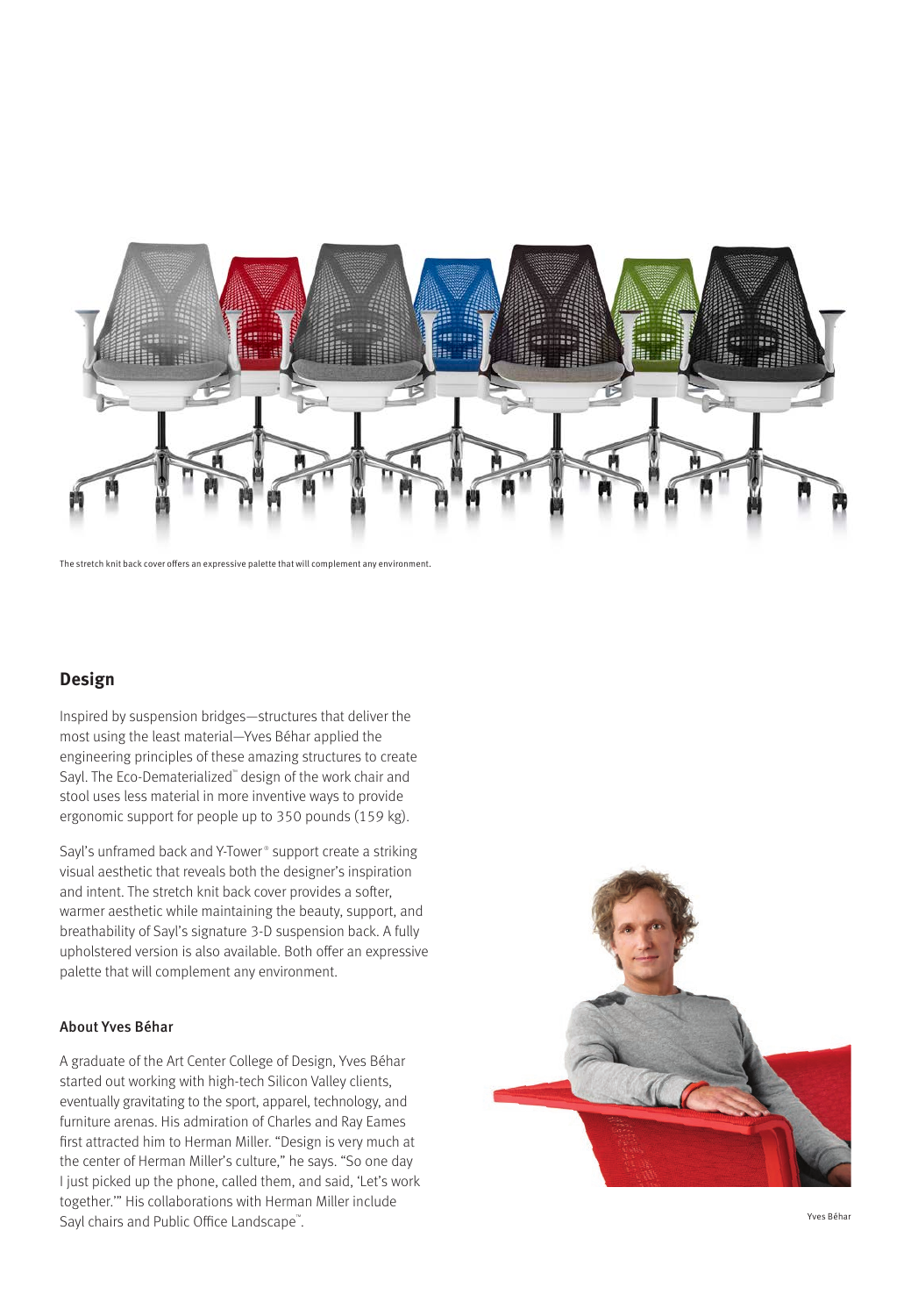The stretch knit back cover offers an expressive palette that will complement any environment.

## Design

Inspired by suspension bridges—structures that deliver the most using the least material—Yves Béhar applied the engineering principles of these amazing structures to create Sayl. The Eco-Dematerialized™ design of the work chair and stool uses less material in more inventive ways to provide ergonomic support for people up to 350 pounds (159 kg).

Sayl's unframed back and Y-Tower® support create a striking visual aesthetic that reveals both the designer's inspiration and intent. The stretch knit back cover provides a softer, warmer aesthetic while maintaining the beauty, support, and breathability of Sayl's signature 3-D suspension back. A fully upholstered version is also available. Both offer an expressive palette that will complement any environment.

### About Yves Béhar

A graduate of the Art Center College of Design, Yves Béhar started out working with high-tech Silicon Valley clients, eventually gravitating to the sport, apparel, technology, and furniture arenas. His admiration of Charles and Ray Eames first attracted him to Herman Miller. "Design is very much at the center of Herman Miller's culture," he says. "So one day I just picked up the phone, called them, and said, 'Let's work together.'" His collaborations with Herman Miller include Sayl chairs and Public Office Landscape™.

Yves Béhar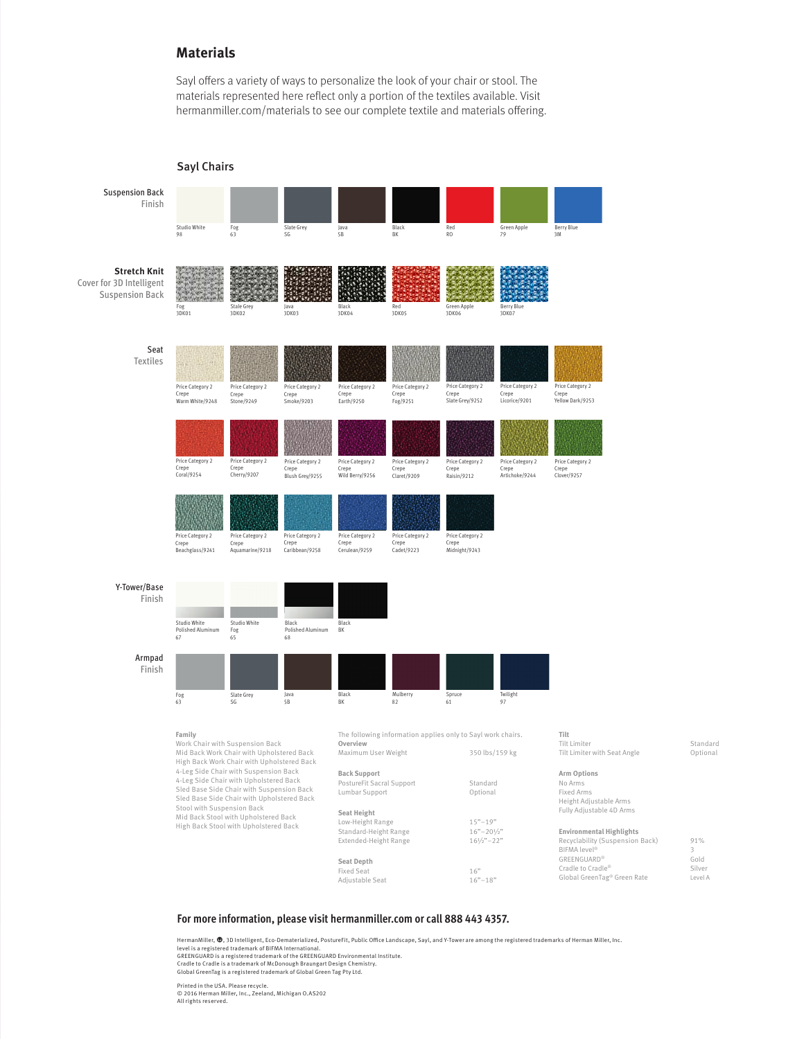## Materials

Sayl offers a variety of ways to personalize the look of your chair or stool. The materials represented here reflect only a portion of the textiles available. Visit hermanmiller.com/materials to see our complete textile and materials offering.

### Sayl Chairs

**Suspension Back** Finish

Studio White 98
Fog 63
Slate Grey SG
Java 5B
Black BK
Red RO
Green Apple 79
Berry Blue 3M

**Stretch Knit** Cover for 3D Intelligent Suspension Back

Fog 3DK01
Stale Grey 3DK02
Java 3DK03
Black 3DK04
Red 3DK05
Green Apple 3DK06
Berry Blue 3DK07

**Seat** Textiles

Price Category 2 Crepe Warm White/9248
Price Category 2 Crepe Stone/9249
Price Category 2 Crepe Smoke/9203
Price Category 2 Crepe Earth/9250
Price Category 2 Crepe Fog/9251
Price Category 2 Crepe Slate Grey/9252
Price Category 2 Crepe Licorice/9201
Price Category 2 Crepe Yellow Dark/9253
Price Category 2 Crepe Coral/9254
Price Category 2 Crepe Cherry/9207
Price Category 2 Crepe Blush Grey/9255
Price Category 2 Crepe Wild Berry/9256
Price Category 2 Crepe Claret/9209
Price Category 2 Crepe Raisin/9212
Price Category 2 Crepe Artichoke/9244
Price Category 2 Crepe Clover/9257
Price Category 2 Crepe Beachglass/9241
Price Category 2 Crepe Aquamarine/9218
Price Category 2 Crepe Caribbean/9258
Price Category 2 Crepe Cerulean/9259
Price Category 2 Crepe Cadet/9223
Price Category 2 Crepe Midnight/9243

**Y-Tower/Base** Finish

Studio White Polished Aluminum 67
Studio White Fog 65
Black Polished Aluminum 68
Black BK

**Armpad** Finish

Fog 63
Slate Grey SG
Java 5B
Black BK
Mulberry 82
Spruce 61
Twilight 97

**Family**

Work Chair with Suspension Back
Mid Back Work Chair with Upholstered Back
High Back Work Chair with Upholstered Back
4-Leg Side Chair with Suspension Back
4-Leg Side Chair with Upholstered Back
Sled Base Side Chair with Suspension Back
Sled Base Side Chair with Upholstered Back
Stool with Suspension Back
Mid Back Stool with Upholstered Back
High Back Stool with Upholstered Back

The following information applies only to Sayl work chairs.

| **Overview** | |
|---|---|
| Maximum User Weight | 350 lbs/159 kg |
| **Back Support** | |
| PostureFit Sacral Support | Standard |
| Lumbar Support | Optional |
| **Seat Height** | |
| Low-Height Range | 15"–19" |
| Standard-Height Range | 16"–20½" |
| Extended-Height Range | 16½"–22" |
| **Seat Depth** | |
| Fixed Seat | 16" |
| Adjustable Seat | 16"–18" |

| **Tilt** | |
|---|---|
| Tilt Limiter | Standard |
| Tilt Limiter with Seat Angle | Optional |
| **Arm Options** | |
| No Arms | |
| Fixed Arms | |
| Height Adjustable Arms | |
| Fully Adjustable 4D Arms | |
| **Environmental Highlights** | |
| Recyclability (Suspension Back) | 91% |
| BIFMA level® | 3 |
| GREENGUARD® | Gold |
| Cradle to Cradle® | Silver |
| Global GreenTag® Green Rate | Level A |

**For more information, please visit hermanmiller.com or call 888 443 4357.**

HermanMiller, ⊕, 3D Intelligent, Eco-Dematerialized, PostureFit, Public Office Landscape, Sayl, and Y-Tower are among the registered trademarks of Herman Miller, Inc.
level is a registered trademark of BIFMA International.
GREENGUARD is a registered trademark of the GREENGUARD Environmental Institute.
Cradle to Cradle is a trademark of McDonough Braungart Design Chemistry.
Global GreenTag is a registered trademark of Global Green Tag Pty Ltd.

Printed in the USA. Please recycle.
© 2016 Herman Miller, Inc., Zeeland, Michigan O.AS202
All rights reserved.